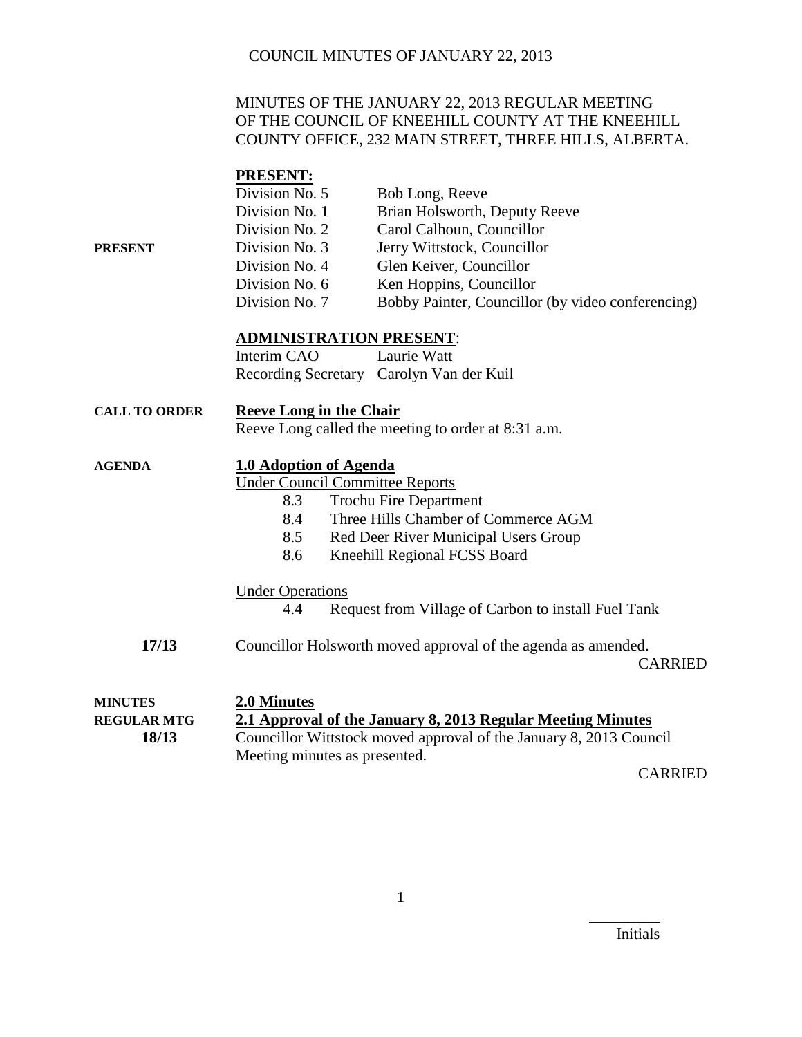# MINUTES OF THE JANUARY 22, 2013 REGULAR MEETING OF THE COUNCIL OF KNEEHILL COUNTY AT THE KNEEHILL COUNTY OFFICE, 232 MAIN STREET, THREE HILLS, ALBERTA.

**PRESENT:**

**PRESENT**

| | |
|---|---|
| Division No. 5 | Bob Long, Reeve |
| Division No. 1 | Brian Holsworth, Deputy Reeve |
| Division No. 2 | Carol Calhoun, Councillor |
| Division No. 3 | Jerry Wittstock, Councillor |
| Division No. 4 | Glen Keiver, Councillor |
| Division No. 6 | Ken Hoppins, Councillor |
| Division No. 7 | Bobby Painter, Councillor (by video conferencing) |

**ADMINISTRATION PRESENT:**

| | |
|---|---|
| Interim CAO | Laurie Watt |
| Recording Secretary | Carolyn Van der Kuil |

**CALL TO ORDER**

**Reeve Long in the Chair**

Reeve Long called the meeting to order at 8:31 a.m.

**AGENDA**

**1.0 Adoption of Agenda**

Under Council Committee Reports

- 8.3 Trochu Fire Department
- 8.4 Three Hills Chamber of Commerce AGM
- 8.5 Red Deer River Municipal Users Group
- 8.6 Kneehill Regional FCSS Board

Under Operations

- 4.4 Request from Village of Carbon to install Fuel Tank

**17/13**

Councillor Holsworth moved approval of the agenda as amended.

CARRIED

**MINUTES**
**REGULAR MTG**
**18/13**

**2.0 Minutes**

**2.1 Approval of the January 8, 2013 Regular Meeting Minutes**

Councillor Wittstock moved approval of the January 8, 2013 Council Meeting minutes as presented.

CARRIED

Initials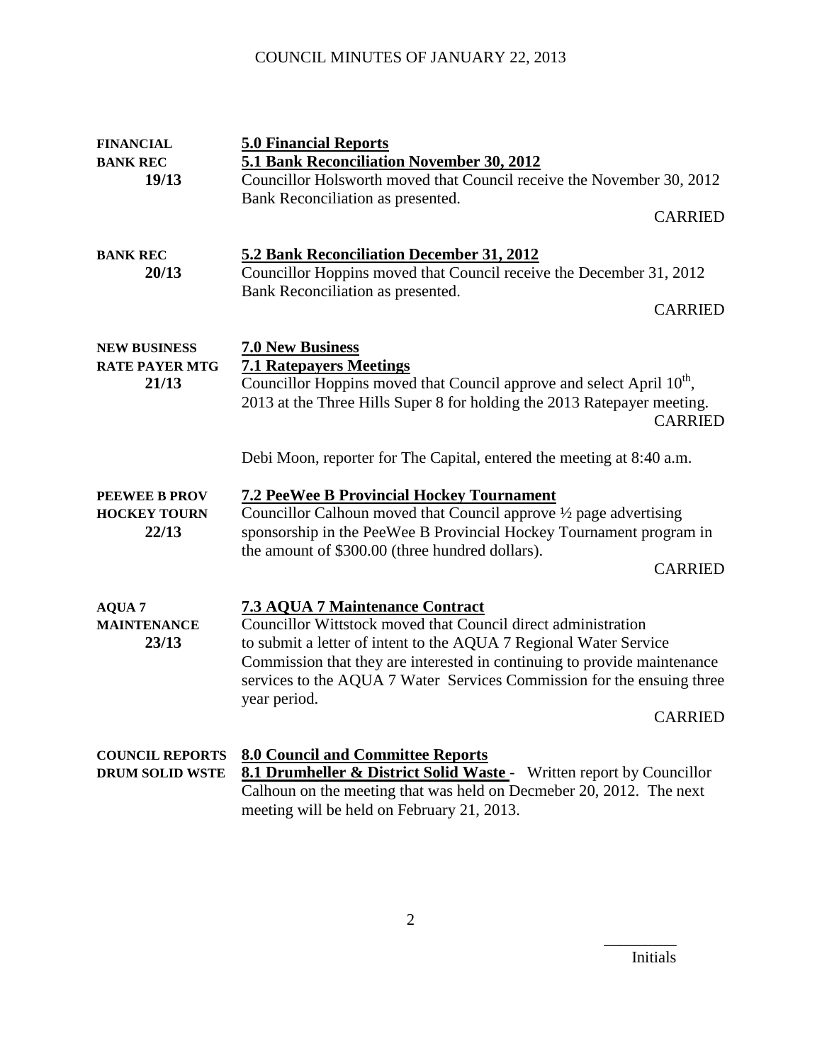**FINANCIAL**
**BANK REC**
**19/13**

**5.0 Financial Reports**
**5.1 Bank Reconciliation November 30, 2012**

Councillor Holsworth moved that Council receive the November 30, 2012 Bank Reconciliation as presented.

CARRIED

**BANK REC**
**20/13**

**5.2 Bank Reconciliation December 31, 2012**

Councillor Hoppins moved that Council receive the December 31, 2012 Bank Reconciliation as presented.

CARRIED

**NEW BUSINESS**
**RATE PAYER MTG**
**21/13**

**7.0 New Business**
**7.1 Ratepayers Meetings**

Councillor Hoppins moved that Council approve and select April 10th, 2013 at the Three Hills Super 8 for holding the 2013 Ratepayer meeting.

CARRIED

Debi Moon, reporter for The Capital, entered the meeting at 8:40 a.m.

**PEEWEE B PROV**
**HOCKEY TOURN**
**22/13**

**7.2 PeeWee B Provincial Hockey Tournament**

Councillor Calhoun moved that Council approve ½ page advertising sponsorship in the PeeWee B Provincial Hockey Tournament program in the amount of $300.00 (three hundred dollars).

CARRIED

**AQUA 7**
**MAINTENANCE**
**23/13**

**7.3 AQUA 7 Maintenance Contract**

Councillor Wittstock moved that Council direct administration to submit a letter of intent to the AQUA 7 Regional Water Service Commission that they are interested in continuing to provide maintenance services to the AQUA 7 Water Services Commission for the ensuing three year period.

CARRIED

**COUNCIL REPORTS**
**DRUM SOLID WSTE**

**8.0 Council and Committee Reports**

**8.1 Drumheller & District Solid Waste** - Written report by Councillor Calhoun on the meeting that was held on Decmeber 20, 2012. The next meeting will be held on February 21, 2013.

_________
Initials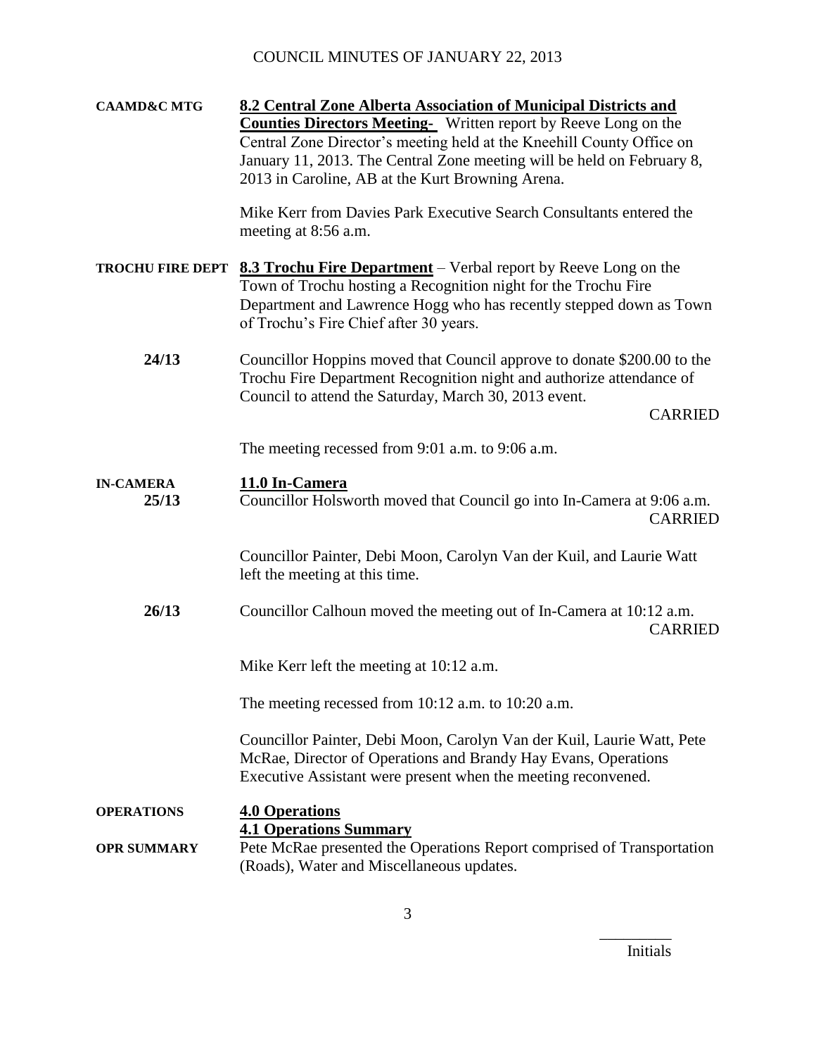**CAAMD&C MTG** — **8.2 Central Zone Alberta Association of Municipal Districts and Counties Directors Meeting-** Written report by Reeve Long on the Central Zone Director's meeting held at the Kneehill County Office on January 11, 2013. The Central Zone meeting will be held on February 8, 2013 in Caroline, AB at the Kurt Browning Arena.

Mike Kerr from Davies Park Executive Search Consultants entered the meeting at 8:56 a.m.

**TROCHU FIRE DEPT** — **8.3 Trochu Fire Department** – Verbal report by Reeve Long on the Town of Trochu hosting a Recognition night for the Trochu Fire Department and Lawrence Hogg who has recently stepped down as Town of Trochu's Fire Chief after 30 years.

**24/13** — Councillor Hoppins moved that Council approve to donate $200.00 to the Trochu Fire Department Recognition night and authorize attendance of Council to attend the Saturday, March 30, 2013 event.

CARRIED

The meeting recessed from 9:01 a.m. to 9:06 a.m.

**IN-CAMERA** — **11.0 In-Camera**

**25/13** — Councillor Holsworth moved that Council go into In-Camera at 9:06 a.m.

CARRIED

Councillor Painter, Debi Moon, Carolyn Van der Kuil, and Laurie Watt left the meeting at this time.

**26/13** — Councillor Calhoun moved the meeting out of In-Camera at 10:12 a.m.

CARRIED

Mike Kerr left the meeting at 10:12 a.m.

The meeting recessed from 10:12 a.m. to 10:20 a.m.

Councillor Painter, Debi Moon, Carolyn Van der Kuil, Laurie Watt, Pete McRae, Director of Operations and Brandy Hay Evans, Operations Executive Assistant were present when the meeting reconvened.

**OPERATIONS** — **4.0 Operations**

**4.1 Operations Summary**

**OPR SUMMARY** — Pete McRae presented the Operations Report comprised of Transportation (Roads), Water and Miscellaneous updates.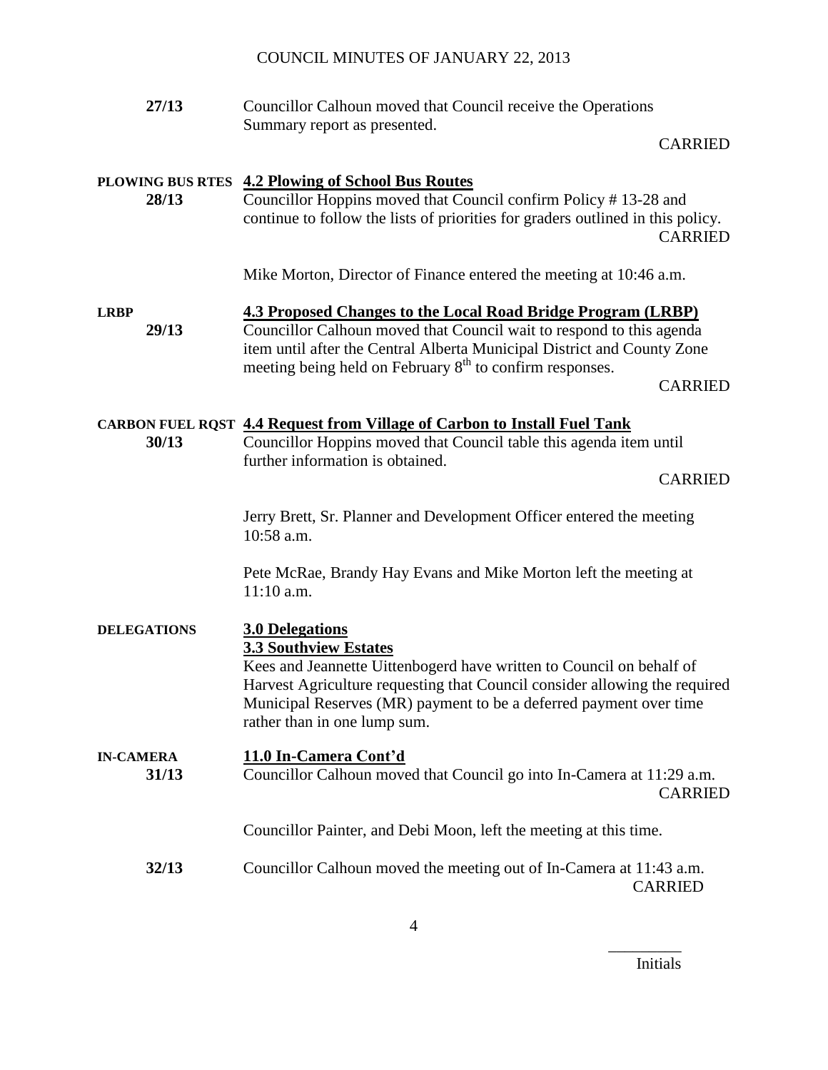COUNCIL MINUTES OF JANUARY 22, 2013

**27/13** Councillor Calhoun moved that Council receive the Operations Summary report as presented.

CARRIED

**PLOWING BUS RTES** **4.2 Plowing of School Bus Routes**

**28/13** Councillor Hoppins moved that Council confirm Policy # 13-28 and continue to follow the lists of priorities for graders outlined in this policy.

CARRIED

Mike Morton, Director of Finance entered the meeting at 10:46 a.m.

**LRBP** **4.3 Proposed Changes to the Local Road Bridge Program (LRBP)**

**29/13** Councillor Calhoun moved that Council wait to respond to this agenda item until after the Central Alberta Municipal District and County Zone meeting being held on February 8th to confirm responses.

CARRIED

**CARBON FUEL RQST** **4.4 Request from Village of Carbon to Install Fuel Tank**

**30/13** Councillor Hoppins moved that Council table this agenda item until further information is obtained.

CARRIED

Jerry Brett, Sr. Planner and Development Officer entered the meeting 10:58 a.m.

Pete McRae, Brandy Hay Evans and Mike Morton left the meeting at 11:10 a.m.

**DELEGATIONS** **3.0 Delegations**

**3.3 Southview Estates**

Kees and Jeannette Uittenbogerd have written to Council on behalf of Harvest Agriculture requesting that Council consider allowing the required Municipal Reserves (MR) payment to be a deferred payment over time rather than in one lump sum.

**IN-CAMERA** **11.0 In-Camera Cont'd**

**31/13** Councillor Calhoun moved that Council go into In-Camera at 11:29 a.m.

CARRIED

Councillor Painter, and Debi Moon, left the meeting at this time.

**32/13** Councillor Calhoun moved the meeting out of In-Camera at 11:43 a.m.

CARRIED

_________
Initials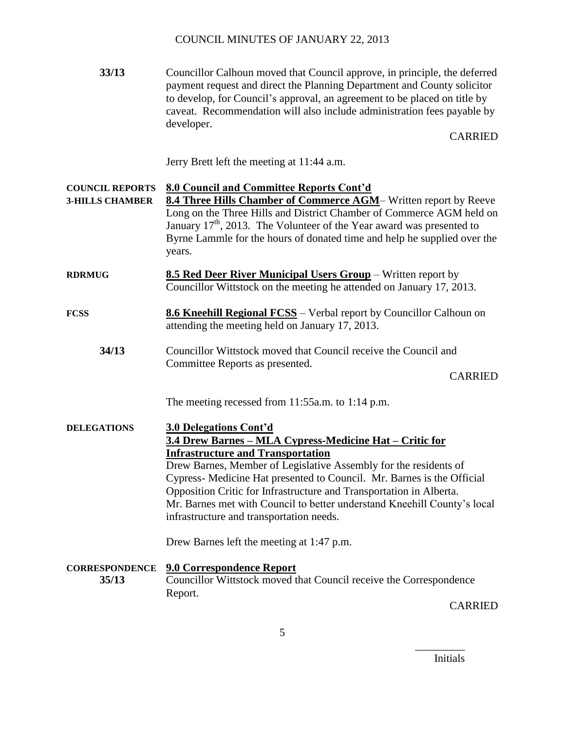**33/13** Councillor Calhoun moved that Council approve, in principle, the deferred payment request and direct the Planning Department and County solicitor to develop, for Council's approval, an agreement to be placed on title by caveat. Recommendation will also include administration fees payable by developer.

CARRIED

Jerry Brett left the meeting at 11:44 a.m.

**COUNCIL REPORTS**
**3-HILLS CHAMBER**

**8.0 Council and Committee Reports Cont'd**

**8.4 Three Hills Chamber of Commerce AGM**– Written report by Reeve Long on the Three Hills and District Chamber of Commerce AGM held on January 17th, 2013. The Volunteer of the Year award was presented to Byrne Lammle for the hours of donated time and help he supplied over the years.

**RDRMUG**

**8.5 Red Deer River Municipal Users Group** – Written report by Councillor Wittstock on the meeting he attended on January 17, 2013.

**FCSS**

**8.6 Kneehill Regional FCSS** – Verbal report by Councillor Calhoun on attending the meeting held on January 17, 2013.

**34/13** Councillor Wittstock moved that Council receive the Council and Committee Reports as presented.

CARRIED

The meeting recessed from 11:55a.m. to 1:14 p.m.

**DELEGATIONS**

**3.0 Delegations Cont'd**

**3.4 Drew Barnes – MLA Cypress-Medicine Hat – Critic for Infrastructure and Transportation**

Drew Barnes, Member of Legislative Assembly for the residents of Cypress- Medicine Hat presented to Council. Mr. Barnes is the Official Opposition Critic for Infrastructure and Transportation in Alberta. Mr. Barnes met with Council to better understand Kneehill County's local infrastructure and transportation needs.

Drew Barnes left the meeting at 1:47 p.m.

**CORRESPONDENCE**

**9.0 Correspondence Report**

**35/13** Councillor Wittstock moved that Council receive the Correspondence Report.

CARRIED

_________
Initials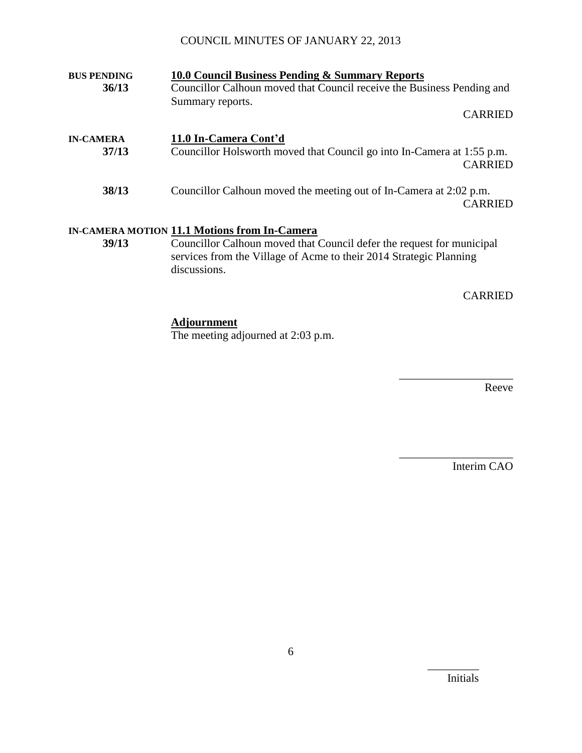**BUS PENDING** **10.0 Council Business Pending & Summary Reports**

**36/13** Councillor Calhoun moved that Council receive the Business Pending and Summary reports.

CARRIED

**IN-CAMERA** **11.0 In-Camera Cont'd**

**37/13** Councillor Holsworth moved that Council go into In-Camera at 1:55 p.m.

CARRIED

**38/13** Councillor Calhoun moved the meeting out of In-Camera at 2:02 p.m.

CARRIED

**IN-CAMERA MOTION** **11.1 Motions from In-Camera**

**39/13** Councillor Calhoun moved that Council defer the request for municipal services from the Village of Acme to their 2014 Strategic Planning discussions.

CARRIED

**Adjournment**

The meeting adjourned at 2:03 p.m.

\_\_\_\_\_\_\_\_\_\_\_\_\_\_\_\_\_\_\_\_
Reeve

\_\_\_\_\_\_\_\_\_\_\_\_\_\_\_\_\_\_\_\_
Interim CAO

\_\_\_\_\_\_\_\_\_
Initials